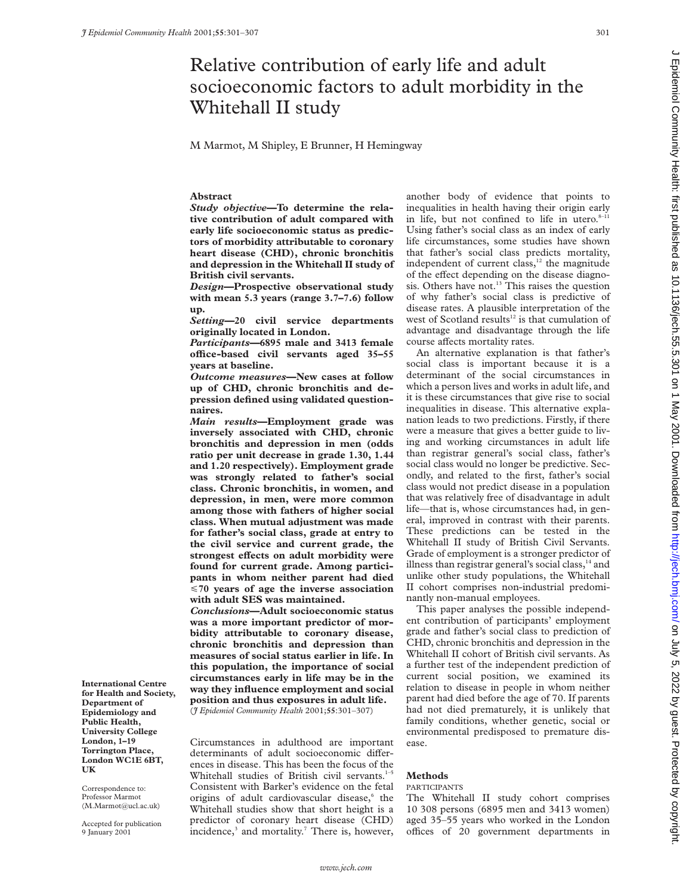# Relative contribution of early life and adult socioeconomic factors to adult morbidity in the Whitehall II study

M Marmot, M Shipley, E Brunner, H Hemingway

International Centre for Health and Society, Department of Epidemiology and Public Health, University College London, 1–19 Torrington Place, London WC1E 6BT, UK

Correspondence to: Professor Marmot (M.Marmot@ucl.ac.uk)

Accepted for publication 9 January 2001

## Abstract

***Study objective*—To determine the relative contribution of adult compared with early life socioeconomic status as predictors of morbidity attributable to coronary heart disease (CHD), chronic bronchitis and depression in the Whitehall II study of British civil servants.**

***Design*—Prospective observational study with mean 5.3 years (range 3.7–7.6) follow up.**

***Setting*—20 civil service departments originally located in London.**

***Participants*—6895 male and 3413 female office-based civil servants aged 35–55 years at baseline.**

***Outcome measures*—New cases at follow up of CHD, chronic bronchitis and depression defined using validated questionnaires.**

***Main results*—Employment grade was inversely associated with CHD, chronic bronchitis and depression in men (odds ratio per unit decrease in grade 1.30, 1.44 and 1.20 respectively). Employment grade was strongly related to father's social class. Chronic bronchitis, in women, and depression, in men, were more common among those with fathers of higher social class. When mutual adjustment was made for father's social class, grade at entry to the civil service and current grade, the strongest effects on adult morbidity were found for current grade. Among participants in whom neither parent had died ≤70 years of age the inverse association with adult SES was maintained.**

***Conclusions*—Adult socioeconomic status was a more important predictor of morbidity attributable to coronary disease, chronic bronchitis and depression than measures of social status earlier in life. In this population, the importance of social circumstances early in life may be in the way they influence employment and social position and thus exposures in adult life.**

(*J Epidemiol Community Health* 2001;**55**:301–307)

Circumstances in adulthood are important determinants of adult socioeconomic differences in disease. This has been the focus of the Whitehall studies of British civil servants.[1–5] Consistent with Barker's evidence on the fetal origins of adult cardiovascular disease,[6] the Whitehall studies show that short height is a predictor of coronary heart disease (CHD) incidence,[3] and mortality.[7] There is, however, another body of evidence that points to inequalities in health having their origin early in life, but not confined to life in utero.[8–11] Using father's social class as an index of early life circumstances, some studies have shown that father's social class predicts mortality, independent of current class,[12] the magnitude of the effect depending on the disease diagnosis. Others have not.[13] This raises the question of why father's social class is predictive of disease rates. A plausible interpretation of the west of Scotland results[12] is that cumulation of advantage and disadvantage through the life course affects mortality rates.

An alternative explanation is that father's social class is important because it is a determinant of the social circumstances in which a person lives and works in adult life, and it is these circumstances that give rise to social inequalities in disease. This alternative explanation leads to two predictions. Firstly, if there were a measure that gives a better guide to living and working circumstances in adult life than registrar general's social class, father's social class would no longer be predictive. Secondly, and related to the first, father's social class would not predict disease in a population that was relatively free of disadvantage in adult life—that is, whose circumstances had, in general, improved in contrast with their parents. These predictions can be tested in the Whitehall II study of British Civil Servants. Grade of employment is a stronger predictor of illness than registrar general's social class,[14] and unlike other study populations, the Whitehall II cohort comprises non-industrial predominantly non-manual employees.

This paper analyses the possible independent contribution of participants' employment grade and father's social class to prediction of CHD, chronic bronchitis and depression in the Whitehall II cohort of British civil servants. As a further test of the independent prediction of current social position, we examined its relation to disease in people in whom neither parent had died before the age of 70. If parents had not died prematurely, it is unlikely that family conditions, whether genetic, social or environmental predisposed to premature disease.

## Methods

### PARTICIPANTS

The Whitehall II study cohort comprises 10 308 persons (6895 men and 3413 women) aged 35–55 years who worked in the London offices of 20 government departments in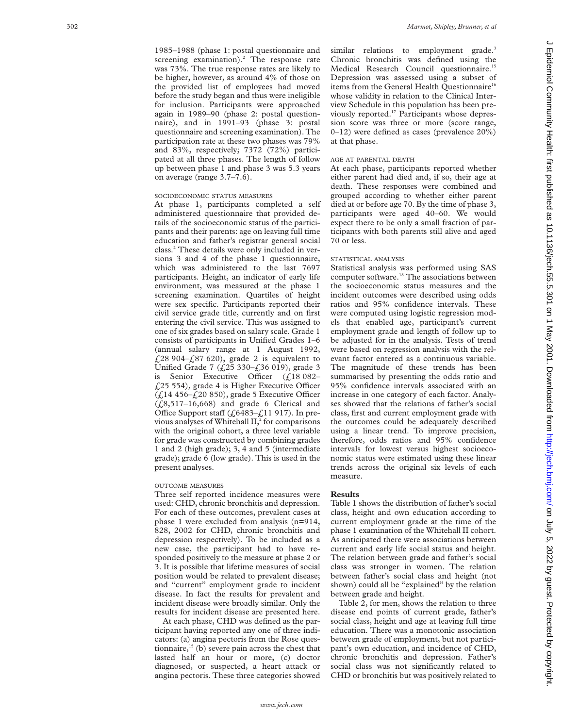1985–1988 (phase 1: postal questionnaire and screening examination).[2] The response rate was 73%. The true response rates are likely to be higher, however, as around 4% of those on the provided list of employees had moved before the study began and thus were ineligible for inclusion. Participants were approached again in 1989–90 (phase 2: postal questionnaire), and in 1991–93 (phase 3: postal questionnaire and screening examination). The participation rate at these two phases was 79% and 83%, respectively; 7372 (72%) participated at all three phases. The length of follow up between phase 1 and phase 3 was 5.3 years on average (range 3.7–7.6).

### SOCIOECONOMIC STATUS MEASURES

At phase 1, participants completed a self administered questionnaire that provided details of the socioeconomic status of the participants and their parents: age on leaving full time education and father's registrar general social class.[2] These details were only included in versions 3 and 4 of the phase 1 questionnaire, which was administered to the last 7697 participants. Height, an indicator of early life environment, was measured at the phase 1 screening examination. Quartiles of height were sex specific. Participants reported their civil service grade title, currently and on first entering the civil service. This was assigned to one of six grades based on salary scale. Grade 1 consists of participants in Unified Grades 1–6 (annual salary range at 1 August 1992, £28 904–£87 620), grade 2 is equivalent to Unified Grade 7 (£25 330–£36 019), grade 3 is Senior Executive Officer (£18 082–£25 554), grade 4 is Higher Executive Officer (£14 456–£20 850), grade 5 Executive Officer (£8,517–16,668) and grade 6 Clerical and Office Support staff (£6483–£11 917). In previous analyses of Whitehall II,[2] for comparisons with the original cohort, a three level variable for grade was constructed by combining grades 1 and 2 (high grade); 3, 4 and 5 (intermediate grade); grade 6 (low grade). This is used in the present analyses.

### OUTCOME MEASURES

Three self reported incidence measures were used: CHD, chronic bronchitis and depression. For each of these outcomes, prevalent cases at phase 1 were excluded from analysis (n=914, 828, 2002 for CHD, chronic bronchitis and depression respectively). To be included as a new case, the participant had to have responded positively to the measure at phase 2 or 3. It is possible that lifetime measures of social position would be related to prevalent disease; and "current" employment grade to incident disease. In fact the results for prevalent and incident disease were broadly similar. Only the results for incident disease are presented here.

At each phase, CHD was defined as the participant having reported any one of three indicators: (a) angina pectoris from the Rose questionnaire,[15] (b) severe pain across the chest that lasted half an hour or more, (c) doctor diagnosed, or suspected, a heart attack or angina pectoris. These three categories showed similar relations to employment grade.[3] Chronic bronchitis was defined using the Medical Research Council questionnaire.[15] Depression was assessed using a subset of items from the General Health Questionnaire[16] whose validity in relation to the Clinical Interview Schedule in this population has been previously reported.[17] Participants whose depression score was three or more (score range, 0–12) were defined as cases (prevalence 20%) at that phase.

### AGE AT PARENTAL DEATH

At each phase, participants reported whether either parent had died and, if so, their age at death. These responses were combined and grouped according to whether either parent died at or before age 70. By the time of phase 3, participants were aged 40–60. We would expect there to be only a small fraction of participants with both parents still alive and aged 70 or less.

### STATISTICAL ANALYSIS

Statistical analysis was performed using SAS computer software.[18] The associations between the socioeconomic status measures and the incident outcomes were described using odds ratios and 95% confidence intervals. These were computed using logistic regression models that enabled age, participant's current employment grade and length of follow up to be adjusted for in the analysis. Tests of trend were based on regression analysis with the relevant factor entered as a continuous variable. The magnitude of these trends has been summarised by presenting the odds ratio and 95% confidence intervals associated with an increase in one category of each factor. Analyses showed that the relations of father's social class, first and current employment grade with the outcomes could be adequately described using a linear trend. To improve precision, therefore, odds ratios and 95% confidence intervals for lowest versus highest socioeconomic status were estimated using these linear trends across the original six levels of each measure.

## Results

Table 1 shows the distribution of father's social class, height and own education according to current employment grade at the time of the phase 1 examination of the Whitehall II cohort. As anticipated there were associations between current and early life social status and height. The relation between grade and father's social class was stronger in women. The relation between father's social class and height (not shown) could all be "explained" by the relation between grade and height.

Table 2, for men, shows the relation to three disease end points of current grade, father's social class, height and age at leaving full time education. There was a monotonic association between grade of employment, but not participant's own education, and incidence of CHD, chronic bronchitis and depression. Father's social class was not significantly related to CHD or bronchitis but was positively related to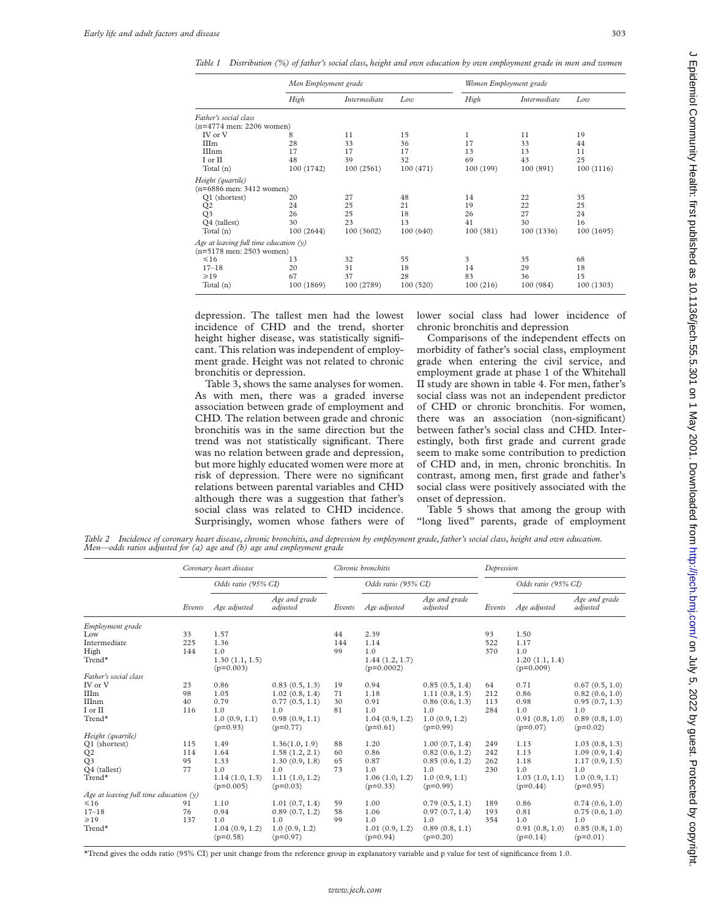Table 1 *Distribution (%) of father's social class, height and own education by own employment grade in men and women*

| | Men Employment grade | | | Women Employment grade | | |
|---|---|---|---|---|---|---|
| | High | Intermediate | Low | High | Intermediate | Low |
| *Father's social class* (n=4774 men: 2206 women) | | | | | | |
| IV or V | 8 | 11 | 15 | 1 | 11 | 19 |
| IIIm | 28 | 33 | 36 | 17 | 33 | 44 |
| IIInm | 17 | 17 | 17 | 13 | 13 | 11 |
| I or II | 48 | 39 | 32 | 69 | 43 | 25 |
| Total (n) | 100 (1742) | 100 (2561) | 100 (471) | 100 (199) | 100 (891) | 100 (1116) |
| *Height (quartile)* (n=6886 men: 3412 women) | | | | | | |
| Q1 (shortest) | 20 | 27 | 48 | 14 | 22 | 35 |
| Q2 | 24 | 25 | 21 | 19 | 22 | 25 |
| Q3 | 26 | 25 | 18 | 26 | 27 | 24 |
| Q4 (tallest) | 30 | 23 | 13 | 41 | 30 | 16 |
| Total (n) | 100 (2644) | 100 (3602) | 100 (640) | 100 (381) | 100 (1336) | 100 (1695) |
| *Age at leaving full time education (y)* (n=5178 men: 2503 women) | | | | | | |
| ≤16 | 13 | 32 | 55 | 3 | 35 | 68 |
| 17–18 | 20 | 31 | 18 | 14 | 29 | 18 |
| ≥19 | 67 | 37 | 28 | 83 | 36 | 15 |
| Total (n) | 100 (1869) | 100 (2789) | 100 (520) | 100 (216) | 100 (984) | 100 (1303) |

depression. The tallest men had the lowest incidence of CHD and the trend, shorter height higher disease, was statistically significant. This relation was independent of employment grade. Height was not related to chronic bronchitis or depression.

Table 3, shows the same analyses for women. As with men, there was a graded inverse association between grade of employment and CHD. The relation between grade and chronic bronchitis was in the same direction but the trend was not statistically significant. There was no relation between grade and depression, but more highly educated women were more at risk of depression. There were no significant relations between parental variables and CHD although there was a suggestion that father's social class was related to CHD incidence. Surprisingly, women whose fathers were of lower social class had lower incidence of chronic bronchitis and depression

Comparisons of the independent effects on morbidity of father's social class, employment grade when entering the civil service, and employment grade at phase 1 of the Whitehall II study are shown in table 4. For men, father's social class was not an independent predictor of CHD or chronic bronchitis. For women, there was an association (non-significant) between father's social class and CHD. Interestingly, both first grade and current grade seem to make some contribution to prediction of CHD and, in men, chronic bronchitis. In contrast, among men, first grade and father's social class were positively associated with the onset of depression.

Table 5 shows that among the group with "long lived" parents, grade of employment

Table 2 *Incidence of coronary heart disease, chronic bronchitis, and depression by employment grade, father's social class, height and own education. Men—odds ratios adjusted for (a) age and (b) age and employment grade*

| | Coronary heart disease | | | Chronic bronchitis | | | Depression | | |
|---|---|---|---|---|---|---|---|---|---|
| | | Odds ratio (95% CI) | | | Odds ratio (95% CI) | | | Odds ratio (95% CI) | |
| | Events | Age adjusted | Age and grade adjusted | Events | Age adjusted | Age and grade adjusted | Events | Age adjusted | Age and grade adjusted |
| *Employment grade* | | | | | | | | | |
| Low | 33 | 1.57 | | 44 | 2.39 | | 93 | 1.50 | |
| Intermediate | 225 | 1.36 | | 144 | 1.14 | | 522 | 1.17 | |
| High | 144 | 1.0 | | 99 | 1.0 | | 370 | 1.0 | |
| Trend* | | 1.30 (1.1, 1.5) (p=0.003) | | | 1.44 (1.2, 1.7) (p=0.0002) | | | 1.20 (1.1, 1.4) (p=0.009) | |
| *Father's social class* | | | | | | | | | |
| IV or V | 23 | 0.86 | 0.83 (0.5, 1.3) | 19 | 0.94 | 0.85 (0.5, 1.4) | 64 | 0.71 | 0.67 (0.5, 1.0) |
| IIIm | 98 | 1.05 | 1.02 (0.8, 1.4) | 71 | 1.18 | 1.11 (0.8, 1.5) | 212 | 0.86 | 0.82 (0.6, 1.0) |
| IIInm | 40 | 0.79 | 0.77 (0.5, 1.1) | 30 | 0.91 | 0.86 (0.6, 1.3) | 113 | 0.98 | 0.95 (0.7, 1.3) |
| I or II | 116 | 1.0 | 1.0 | 81 | 1.0 | 1.0 | 284 | 1.0 | 1.0 |
| Trend* | | 1.0 (0.9, 1.1) (p=0.93) | 0.98 (0.9, 1.1) (p=0.77) | | 1.04 (0.9, 1.2) (p=0.61) | 1.0 (0.9, 1.2) (p=0.99) | | 0.91 (0.8, 1.0) (p=0.07) | 0.89 (0.8, 1.0) (p=0.02) |
| *Height (quartile)* | | | | | | | | | |
| Q1 (shortest) | 115 | 1.49 | 1.36(1.0, 1.9) | 88 | 1.20 | 1.00 (0.7, 1.4) | 249 | 1.13 | 1.03 (0.8, 1.3) |
| Q2 | 114 | 1.64 | 1.58 (1.2, 2.1) | 60 | 0.86 | 0.82 (0.6, 1.2) | 242 | 1.13 | 1.09 (0.9, 1.4) |
| Q3 | 95 | 1.33 | 1.30 (0.9, 1.8) | 65 | 0.87 | 0.85 (0.6, 1.2) | 262 | 1.18 | 1.17 (0.9, 1.5) |
| Q4 (tallest) | 77 | 1.0 | 1.0 | 73 | 1.0 | 1.0 | 230 | 1.0 | 1.0 |
| Trend* | | 1.14 (1.0, 1.3) (p=0.005) | 1.11 (1.0, 1.2) (p=0.03) | | 1.06 (1.0, 1.2) (p=0.33) | 1.0 (0.9, 1.1) (p=0.99) | | 1.03 (1.0, 1.1) (p=0.44) | 1.0 (0.9, 1.1) (p=0.95) |
| *Age at leaving full time education (y)* | | | | | | | | | |
| ≤16 | 91 | 1.10 | 1.01 (0.7, 1.4) | 59 | 1.00 | 0.79 (0.5, 1.1) | 189 | 0.86 | 0.74 (0.6, 1.0) |
| 17–18 | 76 | 0.94 | 0.89 (0.7, 1.2) | 58 | 1.06 | 0.97 (0.7, 1.4) | 193 | 0.81 | 0.75 (0.6, 1.0) |
| ≥19 | 137 | 1.0 | 1.0 | 99 | 1.0 | 1.0 | 354 | 1.0 | 1.0 |
| Trend* | | 1.04 (0.9, 1.2) (p=0.58) | 1.0 (0.9, 1.2) (p=0.97) | | 1.01 (0.9, 1.2) (p=0.94) | 0.89 (0.8, 1.1) (p=0.20) | | 0.91 (0.8, 1.0) (p=0.14) | 0.85 (0.8, 1.0) (p=0.01) |

*Trend gives the odds ratio (95% CI) per unit change from the reference group in explanatory variable and p value for test of significance from 1.0.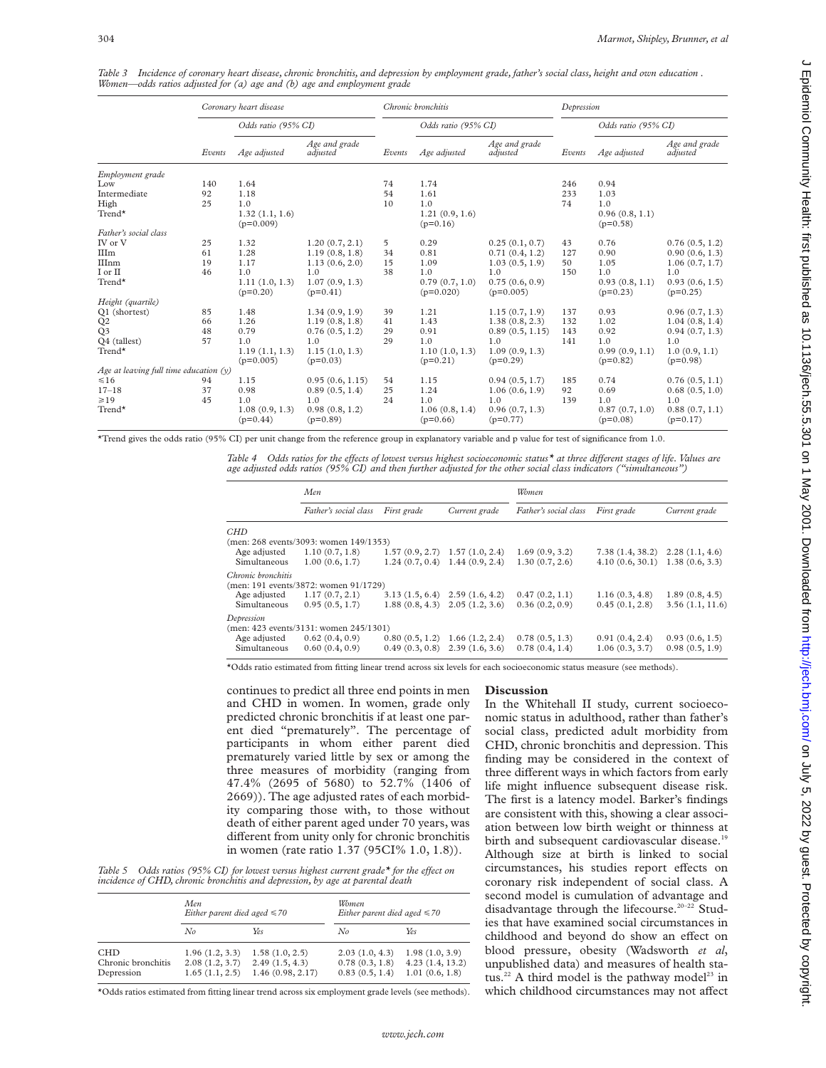*Table 3 Incidence of coronary heart disease, chronic bronchitis, and depression by employment grade, father's social class, height and own education. Women—odds ratios adjusted for (a) age and (b) age and employment grade*

| | Coronary heart disease | | | Chronic bronchitis | | | Depression | | |
|---|---|---|---|---|---|---|---|---|---|
| | | Odds ratio (95% CI) | | | Odds ratio (95% CI) | | | Odds ratio (95% CI) | |
| | Events | Age adjusted | Age and grade adjusted | Events | Age adjusted | Age and grade adjusted | Events | Age adjusted | Age and grade adjusted |
| *Employment grade* | | | | | | | | | |
| Low | 140 | 1.64 | | 74 | 1.74 | | 246 | 0.94 | |
| Intermediate | 92 | 1.18 | | 54 | 1.61 | | 233 | 1.03 | |
| High | 25 | 1.0 | | 10 | 1.0 | | 74 | 1.0 | |
| Trend* | | 1.32 (1.1, 1.6) (p=0.009) | | | 1.21 (0.9, 1.6) (p=0.16) | | | 0.96 (0.8, 1.1) (p=0.58) | |
| *Father's social class* | | | | | | | | | |
| IV or V | 25 | 1.32 | 1.20 (0.7, 2.1) | 5 | 0.29 | 0.25 (0.1, 0.7) | 43 | 0.76 | 0.76 (0.5, 1.2) |
| IIIm | 61 | 1.28 | 1.19 (0.8, 1.8) | 34 | 0.81 | 0.71 (0.4, 1.2) | 127 | 0.90 | 0.90 (0.6, 1.3) |
| IIInm | 19 | 1.17 | 1.13 (0.6, 2.0) | 15 | 1.09 | 1.03 (0.5, 1.9) | 50 | 1.05 | 1.06 (0.7, 1.7) |
| I or II | 46 | 1.0 | 1.0 | 38 | 1.0 | 1.0 | 150 | 1.0 | 1.0 |
| Trend* | | 1.11 (1.0, 1.3) (p=0.20) | 1.07 (0.9, 1.3) (p=0.41) | | 0.79 (0.7, 1.0) (p=0.020) | 0.75 (0.6, 0.9) (p=0.005) | | 0.93 (0.8, 1.1) (p=0.23) | 0.93 (0.6, 1.5) (p=0.25) |
| *Height (quartile)* | | | | | | | | | |
| Q1 (shortest) | 85 | 1.48 | 1.34 (0.9, 1.9) | 39 | 1.21 | 1.15 (0.7, 1.9) | 137 | 0.93 | 0.96 (0.7, 1.3) |
| Q2 | 66 | 1.26 | 1.19 (0.8, 1.8) | 41 | 1.43 | 1.38 (0.8, 2.3) | 132 | 1.02 | 1.04 (0.8, 1.4) |
| Q3 | 48 | 0.79 | 0.76 (0.5, 1.2) | 29 | 0.91 | 0.89 (0.5, 1.15) | 143 | 0.92 | 0.94 (0.7, 1.3) |
| Q4 (tallest) | 57 | 1.0 | 1.0 | 29 | 1.0 | 1.0 | 141 | 1.0 | 1.0 |
| Trend* | | 1.19 (1.1, 1.3) (p=0.005) | 1.15 (1.0, 1.3) (p=0.03) | | 1.10 (1.0, 1.3) (p=0.21) | 1.09 (0.9, 1.3) (p=0.29) | | 0.99 (0.9, 1.1) (p=0.82) | 1.0 (0.9, 1.1) (p=0.98) |
| *Age at leaving full time education (y)* | | | | | | | | | |
| ≤16 | 94 | 1.15 | 0.95 (0.6, 1.15) | 54 | 1.15 | 0.94 (0.5, 1.7) | 185 | 0.74 | 0.76 (0.5, 1.1) |
| 17–18 | 37 | 0.98 | 0.89 (0.5, 1.4) | 25 | 1.24 | 1.06 (0.6, 1.9) | 92 | 0.69 | 0.68 (0.5, 1.0) |
| ≥19 | 45 | 1.0 | 1.0 | 24 | 1.0 | 1.0 | 139 | 1.0 | 1.0 |
| Trend* | | 1.08 (0.9, 1.3) (p=0.44) | 0.98 (0.8, 1.2) (p=0.89) | | 1.06 (0.8, 1.4) (p=0.66) | 0.96 (0.7, 1.3) (p=0.77) | | 0.87 (0.7, 1.0) (p=0.08) | 0.88 (0.7, 1.1) (p=0.17) |

*Trend gives the odds ratio (95% CI) per unit change from the reference group in explanatory variable and p value for test of significance from 1.0.

*Table 4 Odds ratios for the effects of lowest versus highest socioeconomic status* at three different stages of life. Values are age adjusted odds ratios (95% CI) and then further adjusted for the other social class indicators ("simultaneous")*

| | Men | | | Women | | |
|---|---|---|---|---|---|---|
| | Father's social class | First grade | Current grade | Father's social class | First grade | Current grade |
| *CHD* (men: 268 events/3093: women 149/1353) | | | | | | |
| Age adjusted | 1.10 (0.7, 1.8) | 1.57 (0.9, 2.7) | 1.57 (1.0, 2.4) | 1.69 (0.9, 3.2) | 7.38 (1.4, 38.2) | 2.28 (1.1, 4.6) |
| Simultaneous | 1.00 (0.6, 1.7) | 1.24 (0.7, 0.4) | 1.44 (0.9, 2.4) | 1.30 (0.7, 2.6) | 4.10 (0.6, 30.1) | 1.38 (0.6, 3.3) |
| *Chronic bronchitis* (men: 191 events/3872: women 91/1729) | | | | | | |
| Age adjusted | 1.17 (0.7, 2.1) | 3.13 (1.5, 6.4) | 2.59 (1.6, 4.2) | 0.47 (0.2, 1.1) | 1.16 (0.3, 4.8) | 1.89 (0.8, 4.5) |
| Simultaneous | 0.95 (0.5, 1.7) | 1.88 (0.8, 4.3) | 2.05 (1.2, 3.6) | 0.36 (0.2, 0.9) | 0.45 (0.1, 2.8) | 3.56 (1.1, 11.6) |
| *Depression* (men: 423 events/3131: women 245/1301) | | | | | | |
| Age adjusted | 0.62 (0.4, 0.9) | 0.80 (0.5, 1.2) | 1.66 (1.2, 2.4) | 0.78 (0.5, 1.3) | 0.91 (0.4, 2.4) | 0.93 (0.6, 1.5) |
| Simultaneous | 0.60 (0.4, 0.9) | 0.49 (0.3, 0.8) | 2.39 (1.6, 3.6) | 0.78 (0.4, 1.4) | 1.06 (0.3, 3.7) | 0.98 (0.5, 1.9) |

*Odds ratio estimated from fitting linear trend across six levels for each socioeconomic status measure (see methods).

continues to predict all three end points in men and CHD in women. In women, grade only predicted chronic bronchitis if at least one parent died "prematurely". The percentage of participants in whom either parent died prematurely varied little by sex or among the three measures of morbidity (ranging from 47.4% (2695 of 5680) to 52.7% (1406 of 2669)). The age adjusted rates of each morbidity comparing those with, to those without death of either parent aged under 70 years, was different from unity only for chronic bronchitis in women (rate ratio 1.37 (95CI% 1.0, 1.8)).

*Table 5 Odds ratios (95% CI) for lowest versus highest current grade* for the effect on incidence of CHD, chronic bronchitis and depression, by age at parental death*

| | Men Either parent died aged ≤70 | | Women Either parent died aged ≤70 | |
|---|---|---|---|---|
| | No | Yes | No | Yes |
| CHD | 1.96 (1.2, 3.3) | 1.58 (1.0, 2.5) | 2.03 (1.0, 4.3) | 1.98 (1.0, 3.9) |
| Chronic bronchitis | 2.08 (1.2, 3.7) | 2.49 (1.5, 4.3) | 0.78 (0.3, 1.8) | 4.23 (1.4, 13.2) |
| Depression | 1.65 (1.1, 2.5) | 1.46 (0.98, 2.17) | 0.83 (0.5, 1.4) | 1.01 (0.6, 1.8) |

*Odds ratios estimated from fitting linear trend across six employment grade levels (see methods).

## Discussion

In the Whitehall II study, current socioeconomic status in adulthood, rather than father's social class, predicted adult morbidity from CHD, chronic bronchitis and depression. This finding may be considered in the context of three different ways in which factors from early life might influence subsequent disease risk. The first is a latency model. Barker's findings are consistent with this, showing a clear association between low birth weight or thinness at birth and subsequent cardiovascular disease.[19] Although size at birth is linked to social circumstances, his studies report effects on coronary risk independent of social class. A second model is cumulation of advantage and disadvantage through the lifecourse.[20–22] Studies that have examined social circumstances in childhood and beyond do show an effect on blood pressure, obesity (Wadsworth *et al*, unpublished data) and measures of health status.[22] A third model is the pathway model[23] in which childhood circumstances may not affect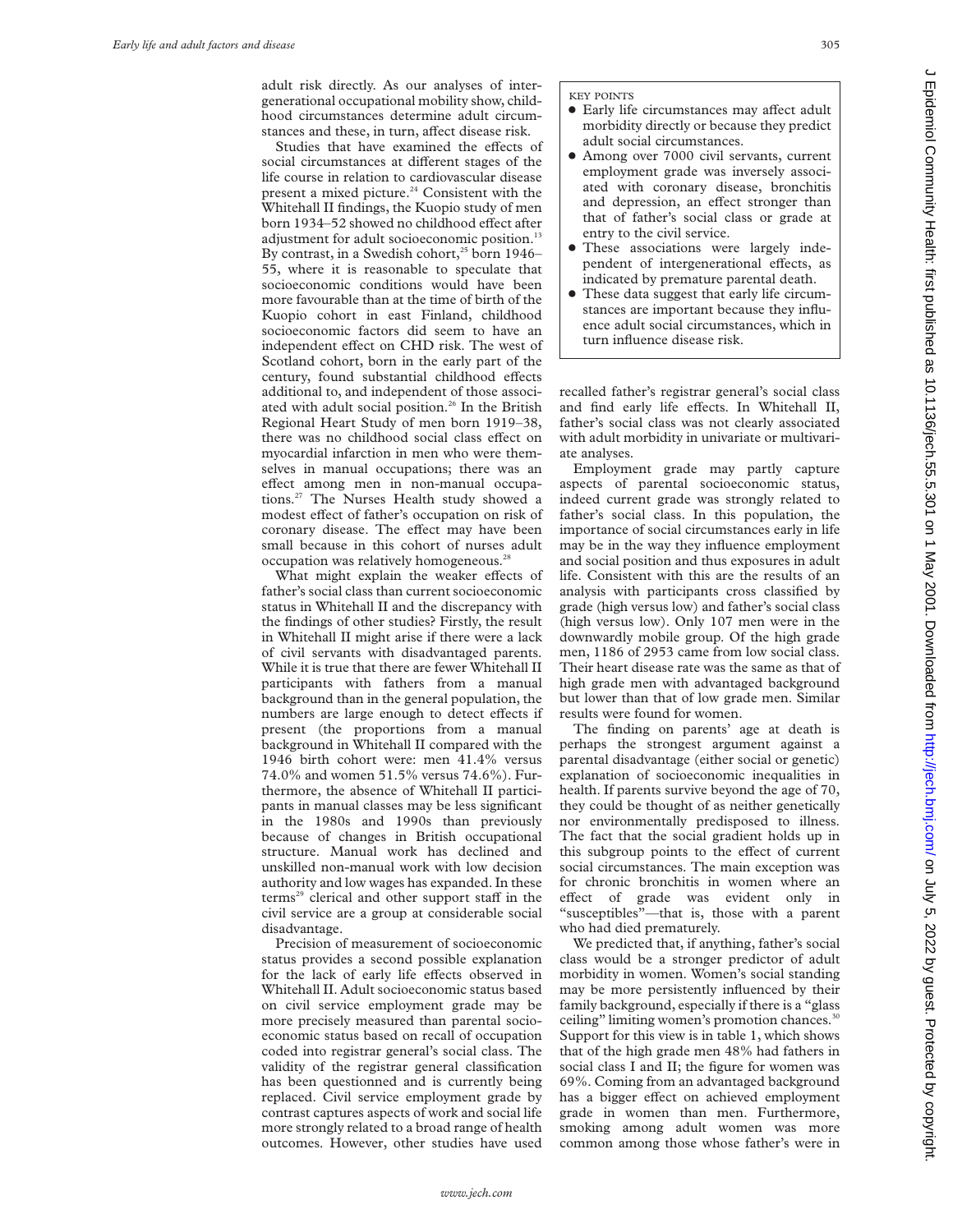adult risk directly. As our analyses of intergenerational occupational mobility show, childhood circumstances determine adult circumstances and these, in turn, affect disease risk.

Studies that have examined the effects of social circumstances at different stages of the life course in relation to cardiovascular disease present a mixed picture.[24] Consistent with the Whitehall II findings, the Kuopio study of men born 1934–52 showed no childhood effect after adjustment for adult socioeconomic position.[13] By contrast, in a Swedish cohort,[25] born 1946–55, where it is reasonable to speculate that socioeconomic conditions would have been more favourable than at the time of birth of the Kuopio cohort in east Finland, childhood socioeconomic factors did seem to have an independent effect on CHD risk. The west of Scotland cohort, born in the early part of the century, found substantial childhood effects additional to, and independent of those associated with adult social position.[26] In the British Regional Heart Study of men born 1919–38, there was no childhood social class effect on myocardial infarction in men who were themselves in manual occupations; there was an effect among men in non-manual occupations.[27] The Nurses Health study showed a modest effect of father's occupation on risk of coronary disease. The effect may have been small because in this cohort of nurses adult occupation was relatively homogeneous.[28]

What might explain the weaker effects of father's social class than current socioeconomic status in Whitehall II and the discrepancy with the findings of other studies? Firstly, the result in Whitehall II might arise if there were a lack of civil servants with disadvantaged parents. While it is true that there are fewer Whitehall II participants with fathers from a manual background than in the general population, the numbers are large enough to detect effects if present (the proportions from a manual background in Whitehall II compared with the 1946 birth cohort were: men 41.4% versus 74.0% and women 51.5% versus 74.6%). Furthermore, the absence of Whitehall II participants in manual classes may be less significant in the 1980s and 1990s than previously because of changes in British occupational structure. Manual work has declined and unskilled non-manual work with low decision authority and low wages has expanded. In these terms[29] clerical and other support staff in the civil service are a group at considerable social disadvantage.

Precision of measurement of socioeconomic status provides a second possible explanation for the lack of early life effects observed in Whitehall II. Adult socioeconomic status based on civil service employment grade may be more precisely measured than parental socioeconomic status based on recall of occupation coded into registrar general's social class. The validity of the registrar general classification has been questioned and is currently being replaced. Civil service employment grade by contrast captures aspects of work and social life more strongly related to a broad range of health outcomes. However, other studies have used recalled father's registrar general's social class and find early life effects. In Whitehall II, father's social class was not clearly associated with adult morbidity in univariate or multivariate analyses.

Employment grade may partly capture aspects of parental socioeconomic status, indeed current grade was strongly related to father's social class. In this population, the importance of social circumstances early in life may be in the way they influence employment and social position and thus exposures in adult life. Consistent with this are the results of an analysis with participants cross classified by grade (high versus low) and father's social class (high versus low). Only 107 men were in the downwardly mobile group. Of the high grade men, 1186 of 2953 came from low social class. Their heart disease rate was the same as that of high grade men with advantaged background but lower than that of low grade men. Similar results were found for women.

The finding on parents' age at death is perhaps the strongest argument against a parental disadvantage (either social or genetic) explanation of socioeconomic inequalities in health. If parents survive beyond the age of 70, they could be thought of as neither genetically nor environmentally predisposed to illness. The fact that the social gradient holds up in this subgroup points to the effect of current social circumstances. The main exception was for chronic bronchitis in women where an effect of grade was evident only in "susceptibles"—that is, those with a parent who had died prematurely.

We predicted that, if anything, father's social class would be a stronger predictor of adult morbidity in women. Women's social standing may be more persistently influenced by their family background, especially if there is a "glass ceiling" limiting women's promotion chances.[30] Support for this view is in table 1, which shows that of the high grade men 48% had fathers in social class I and II; the figure for women was 69%. Coming from an advantaged background has a bigger effect on achieved employment grade in women than men. Furthermore, smoking among adult women was more common among those whose father's were in

KEY POINTS

- Early life circumstances may affect adult morbidity directly or because they predict adult social circumstances.
- Among over 7000 civil servants, current employment grade was inversely associated with coronary disease, bronchitis and depression, an effect stronger than that of father's social class or grade at entry to the civil service.
- These associations were largely independent of intergenerational effects, as indicated by premature parental death.
- These data suggest that early life circumstances are important because they influence adult social circumstances, which in turn influence disease risk.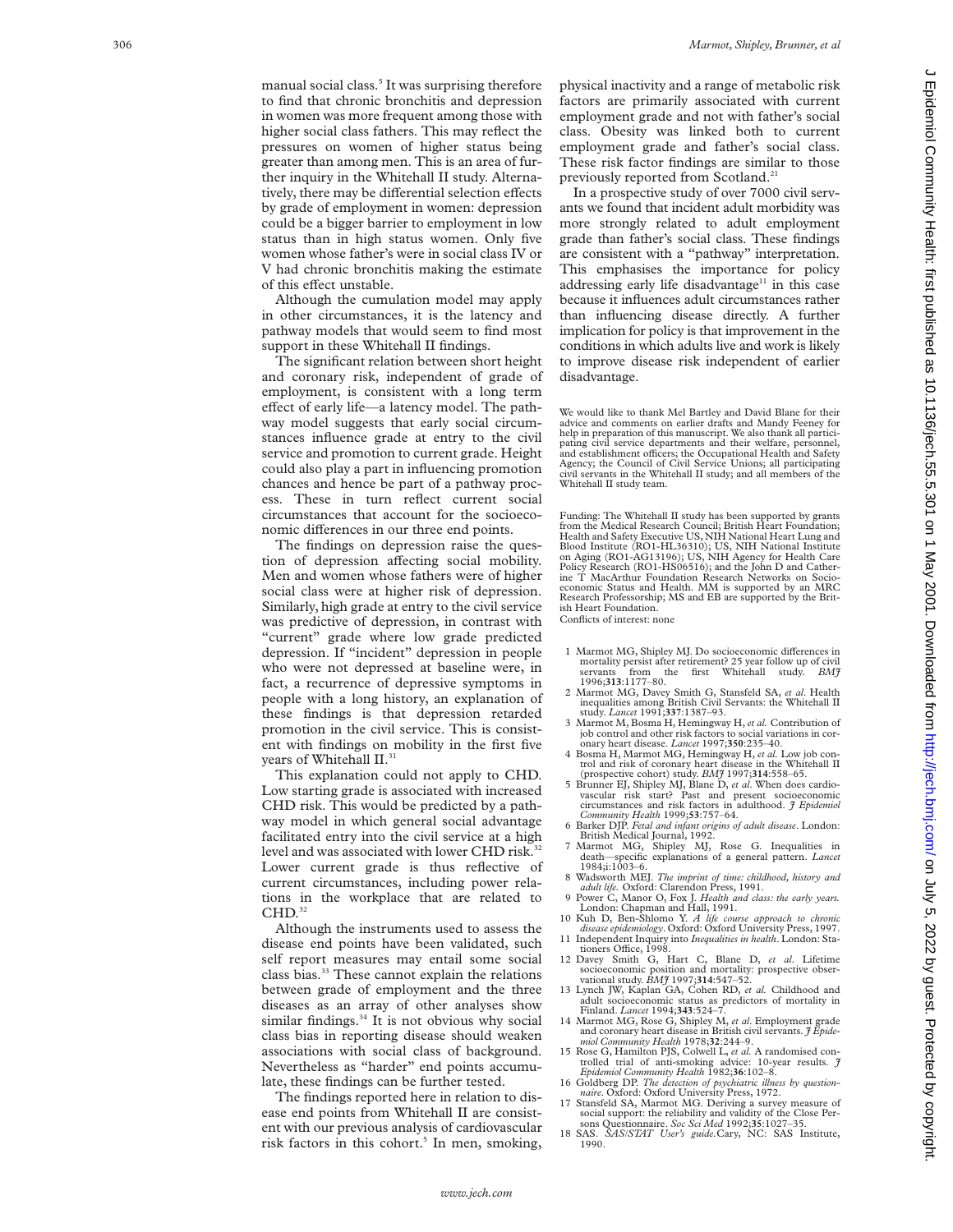manual social class.[5] It was surprising therefore to find that chronic bronchitis and depression in women was more frequent among those with higher social class fathers. This may reflect the pressures on women of higher status being greater than among men. This is an area of further inquiry in the Whitehall II study. Alternatively, there may be differential selection effects by grade of employment in women: depression could be a bigger barrier to employment in low status than in high status women. Only five women whose father's were in social class IV or V had chronic bronchitis making the estimate of this effect unstable.

Although the cumulation model may apply in other circumstances, it is the latency and pathway models that would seem to find most support in these Whitehall II findings.

The significant relation between short height and coronary risk, independent of grade of employment, is consistent with a long term effect of early life—a latency model. The pathway model suggests that early social circumstances influence grade at entry to the civil service and promotion to current grade. Height could also play a part in influencing promotion chances and hence be part of a pathway process. These in turn reflect current social circumstances that account for the socioeconomic differences in our three end points.

The findings on depression raise the question of depression affecting social mobility. Men and women whose fathers were of higher social class were at higher risk of depression. Similarly, high grade at entry to the civil service was predictive of depression, in contrast with "current" grade where low grade predicted depression. If "incident" depression in people who were not depressed at baseline were, in fact, a recurrence of depressive symptoms in people with a long history, an explanation of these findings is that depression retarded promotion in the civil service. This is consistent with findings on mobility in the first five years of Whitehall II.[31]

This explanation could not apply to CHD. Low starting grade is associated with increased CHD risk. This would be predicted by a pathway model in which general social advantage facilitated entry into the civil service at a high level and was associated with lower CHD risk.[32] Lower current grade is thus reflective of current circumstances, including power relations in the workplace that are related to CHD.[32]

Although the instruments used to assess the disease end points have been validated, such self report measures may entail some social class bias.[33] These cannot explain the relations between grade of employment and the three diseases as an array of other analyses show similar findings.[34] It is not obvious why social class bias in reporting disease should weaken associations with social class of background. Nevertheless as "harder" end points accumulate, these findings can be further tested.

The findings reported here in relation to disease end points from Whitehall II are consistent with our previous analysis of cardiovascular risk factors in this cohort.[5] In men, smoking, physical inactivity and a range of metabolic risk factors are primarily associated with current employment grade and not with father's social class. Obesity was linked both to current employment grade and father's social class. These risk factor findings are similar to those previously reported from Scotland.[21]

In a prospective study of over 7000 civil servants we found that incident adult morbidity was more strongly related to adult employment grade than father's social class. These findings are consistent with a "pathway" interpretation. This emphasises the importance for policy addressing early life disadvantage[11] in this case because it influences adult circumstances rather than influencing disease directly. A further implication for policy is that improvement in the conditions in which adults live and work is likely to improve disease risk independent of earlier disadvantage.

We would like to thank Mel Bartley and David Blane for their advice and comments on earlier drafts and Mandy Feeney for help in preparation of this manuscript. We also thank all participating civil service departments and their welfare, personnel, and establishment officers; the Occupational Health and Safety Agency; the Council of Civil Service Unions; all participating civil servants in the Whitehall II study; and all members of the Whitehall II study team.

Funding: The Whitehall II study has been supported by grants from the Medical Research Council; British Heart Foundation; Health and Safety Executive US, NIH National Heart Lung and Blood Institute (RO1-HL36310); US, NIH National Institute on Aging (RO1-AG13196); US, NIH Agency for Health Care Policy Research (RO1-HS06516); and the John D and Catherine T MacArthur Foundation Research Networks on Socioeconomic Status and Health. MM is supported by an MRC Research Professorship; MS and EB are supported by the British Heart Foundation.

Conflicts of interest: none

1 Marmot MG, Shipley MJ. Do socioeconomic differences in mortality persist after retirement? 25 year follow up of civil servants from the first Whitehall study. *BMJ* 1996;**313**:1177–80.
2 Marmot MG, Davey Smith G, Stansfeld SA, *et al*. Health inequalities among British Civil Servants: the Whitehall II study. *Lancet* 1991;**337**:1387–93.
3 Marmot M, Bosma H, Hemingway H, *et al.* Contribution of job control and other risk factors to social variations in coronary heart disease. *Lancet* 1997;**350**:235–40.
4 Bosma H, Marmot MG, Hemingway H, *et al.* Low job control and risk of coronary heart disease in the Whitehall II (prospective cohort) study. *BMJ* 1997;**314**:558–65.
5 Brunner EJ, Shipley MJ, Blane D, *et al*. When does cardiovascular risk start? Past and present socioeconomic circumstances and risk factors in adulthood. *J Epidemiol Community Health* 1999;**53**:757–64.
6 Barker DJP. *Fetal and infant origins of adult disease*. London: British Medical Journal, 1992.
7 Marmot MG, Shipley MJ, Rose G. Inequalities in death—specific explanations of a general pattern. *Lancet* 1984;i:1003–6.
8 Wadsworth MEJ. *The imprint of time: childhood, history and adult life.* Oxford: Clarendon Press, 1991.
9 Power C, Manor O, Fox J. *Health and class: the early years.* London: Chapman and Hall, 1991.
10 Kuh D, Ben-Shlomo Y. *A life course approach to chronic disease epidemiology*. Oxford: Oxford University Press, 1997.
11 Independent Inquiry into *Inequalities in health*. London: Stationers Office, 1998.
12 Davey Smith G, Hart C, Blane D, *et al*. Lifetime socioeconomic position and mortality: prospective observational study. *BMJ* 1997;**314**:547–52.
13 Lynch JW, Kaplan GA, Cohen RD, *et al.* Childhood and adult socioeconomic status as predictors of mortality in Finland. *Lancet* 1994;**343**:524–7.
14 Marmot MG, Rose G, Shipley M, *et al*. Employment grade and coronary heart disease in British civil servants. *J Epidemiol Community Health* 1978;**32**:244–9.
15 Rose G, Hamilton PJS, Colwell L, *et al.* A randomised controlled trial of anti-smoking advice: 10-year results. *J Epidemiol Community Health* 1982;**36**:102–8.
16 Goldberg DP. *The detection of psychiatric illness by questionnaire*. Oxford: Oxford University Press, 1972.
17 Stansfeld SA, Marmot MG. Deriving a survey measure of social support: the reliability and validity of the Close Persons Questionnaire. *Soc Sci Med* 1992;**35**:1027–35.
18 SAS. *SAS/STAT User's guide.*Cary, NC: SAS Institute, 1990.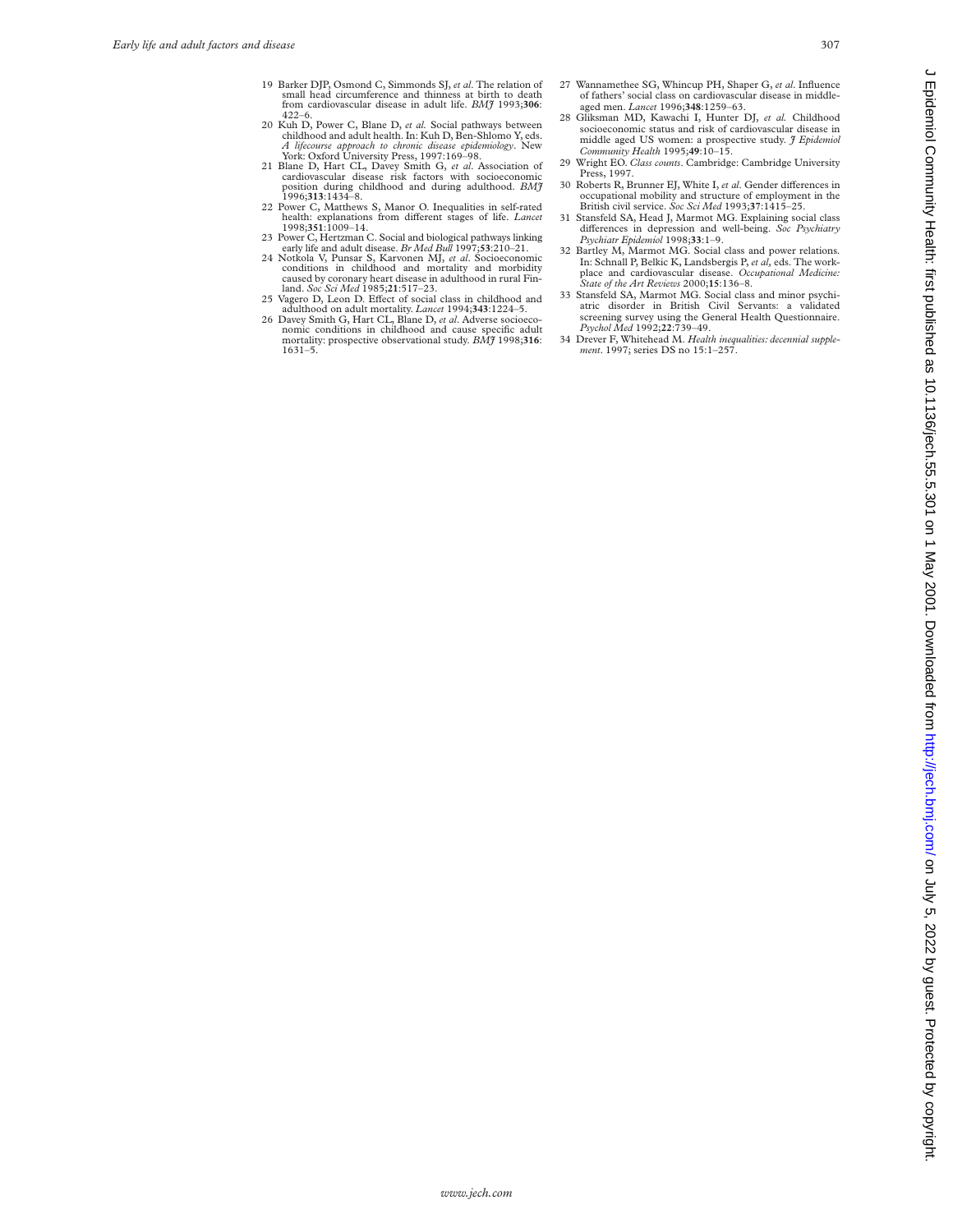19 Barker DJP, Osmond C, Simmonds SJ, *et al*. The relation of small head circumference and thinness at birth to death from cardiovascular disease in adult life. *BMJ* 1993;**306**: 422–6.

20 Kuh D, Power C, Blane D, *et al.* Social pathways between childhood and adult health. In: Kuh D, Ben-Shlomo Y, eds. *A lifecourse approach to chronic disease epidemiology*. New York: Oxford University Press, 1997:169–98.

21 Blane D, Hart CL, Davey Smith G, *et al*. Association of cardiovascular disease risk factors with socioeconomic position during childhood and during adulthood. *BMJ* 1996;**313**:1434–8.

22 Power C, Matthews S, Manor O. Inequalities in self-rated health: explanations from different stages of life. *Lancet* 1998;**351**:1009–14.

23 Power C, Hertzman C. Social and biological pathways linking early life and adult disease. *Br Med Bull* 1997;**53**:210–21.

24 Notkola V, Punsar S, Karvonen MJ, *et al*. Socioeconomic conditions in childhood and mortality and morbidity caused by coronary heart disease in adulthood in rural Finland. *Soc Sci Med* 1985;**21**:517–23.

25 Vagero D, Leon D. Effect of social class in childhood and adulthood on adult mortality. *Lancet* 1994;**343**:1224–5.

26 Davey Smith G, Hart CL, Blane D, *et al*. Adverse socioeconomic conditions in childhood and cause specific adult mortality: prospective observational study. *BMJ* 1998;**316**: 1631–5.

27 Wannamethee SG, Whincup PH, Shaper G, *et al*. Influence of fathers' social class on cardiovascular disease in middle-aged men. *Lancet* 1996;**348**:1259–63.

28 Gliksman MD, Kawachi I, Hunter DJ, *et al.* Childhood socioeconomic status and risk of cardiovascular disease in middle aged US women: a prospective study. *J Epidemiol Community Health* 1995;**49**:10–15.

29 Wright EO. *Class counts*. Cambridge: Cambridge University Press, 1997.

30 Roberts R, Brunner EJ, White I, *et al*. Gender differences in occupational mobility and structure of employment in the British civil service. *Soc Sci Med* 1993;**37**:1415–25.

31 Stansfeld SA, Head J, Marmot MG. Explaining social class differences in depression and well-being. *Soc Psychiatry Psychiatr Epidemiol* 1998;**33**:1–9.

32 Bartley M, Marmot MG. Social class and power relations. In: Schnall P, Belkic K, Landsbergis P, *et al*, eds. The workplace and cardiovascular disease. *Occupational Medicine: State of the Art Reviews* 2000;**15**:136–8.

33 Stansfeld SA, Marmot MG. Social class and minor psychiatric disorder in British Civil Servants: a validated screening survey using the General Health Questionnaire. *Psychol Med* 1992;**22**:739–49.

34 Drever F, Whitehead M. *Health inequalities: decennial supplement*. 1997; series DS no 15:1–257.